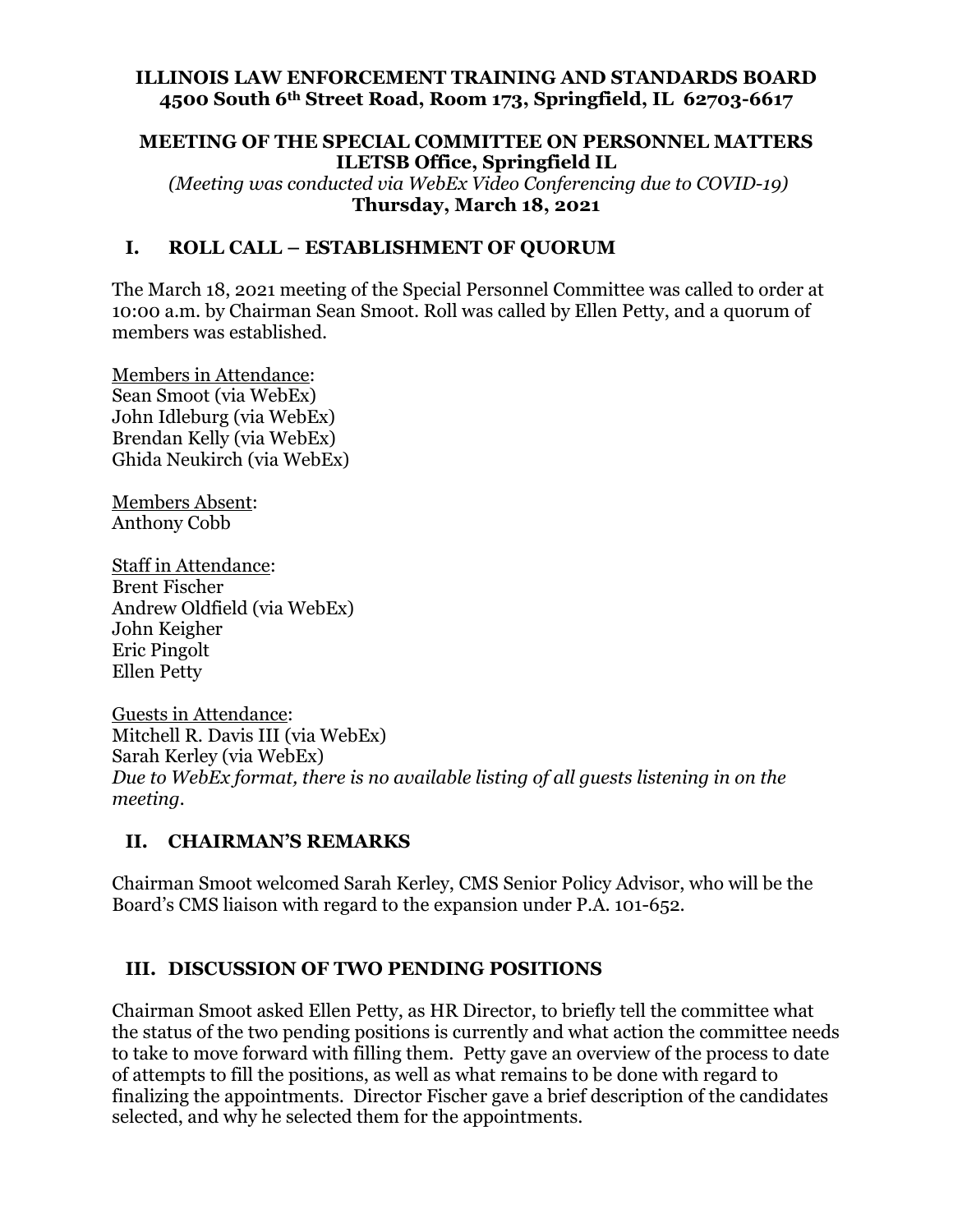**ILLINOIS LAW ENFORCEMENT TRAINING AND STANDARDS BOARD**
**4500 South 6th Street Road, Room 173, Springfield, IL 62703-6617**

**MEETING OF THE SPECIAL COMMITTEE ON PERSONNEL MATTERS**
**ILETSB Office, Springfield IL**
*(Meeting was conducted via WebEx Video Conferencing due to COVID-19)*
**Thursday, March 18, 2021**

## I. ROLL CALL – ESTABLISHMENT OF QUORUM

The March 18, 2021 meeting of the Special Personnel Committee was called to order at 10:00 a.m. by Chairman Sean Smoot. Roll was called by Ellen Petty, and a quorum of members was established.

Members in Attendance:
Sean Smoot (via WebEx)
John Idleburg (via WebEx)
Brendan Kelly (via WebEx)
Ghida Neukirch (via WebEx)

Members Absent:
Anthony Cobb

Staff in Attendance:
Brent Fischer
Andrew Oldfield (via WebEx)
John Keigher
Eric Pingolt
Ellen Petty

Guests in Attendance:
Mitchell R. Davis III (via WebEx)
Sarah Kerley (via WebEx)
*Due to WebEx format, there is no available listing of all guests listening in on the meeting.*

## II. CHAIRMAN'S REMARKS

Chairman Smoot welcomed Sarah Kerley, CMS Senior Policy Advisor, who will be the Board's CMS liaison with regard to the expansion under P.A. 101-652.

## III. DISCUSSION OF TWO PENDING POSITIONS

Chairman Smoot asked Ellen Petty, as HR Director, to briefly tell the committee what the status of the two pending positions is currently and what action the committee needs to take to move forward with filling them. Petty gave an overview of the process to date of attempts to fill the positions, as well as what remains to be done with regard to finalizing the appointments. Director Fischer gave a brief description of the candidates selected, and why he selected them for the appointments.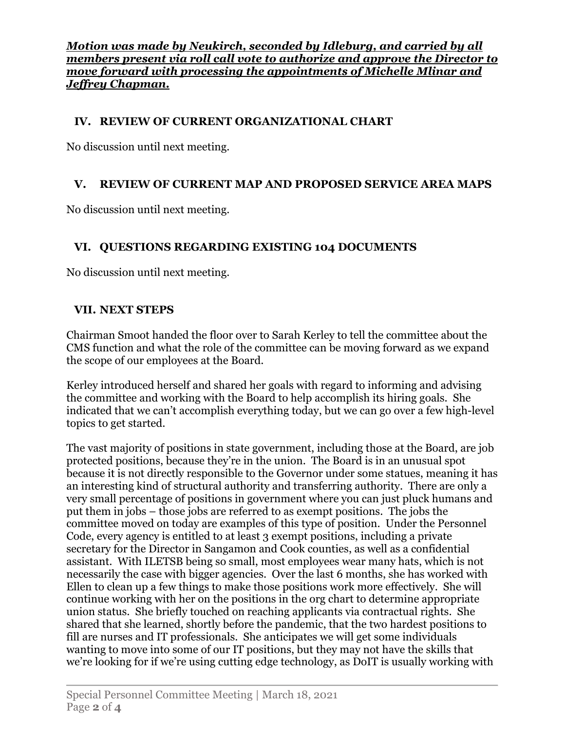***Motion was made by Neukirch, seconded by Idleburg, and carried by all members present via roll call vote to authorize and approve the Director to move forward with processing the appointments of Michelle Mlinar and Jeffrey Chapman.***

## IV. REVIEW OF CURRENT ORGANIZATIONAL CHART

No discussion until next meeting.

## V. REVIEW OF CURRENT MAP AND PROPOSED SERVICE AREA MAPS

No discussion until next meeting.

## VI. QUESTIONS REGARDING EXISTING 104 DOCUMENTS

No discussion until next meeting.

## VII. NEXT STEPS

Chairman Smoot handed the floor over to Sarah Kerley to tell the committee about the CMS function and what the role of the committee can be moving forward as we expand the scope of our employees at the Board.

Kerley introduced herself and shared her goals with regard to informing and advising the committee and working with the Board to help accomplish its hiring goals. She indicated that we can't accomplish everything today, but we can go over a few high-level topics to get started.

The vast majority of positions in state government, including those at the Board, are job protected positions, because they're in the union. The Board is in an unusual spot because it is not directly responsible to the Governor under some statues, meaning it has an interesting kind of structural authority and transferring authority. There are only a very small percentage of positions in government where you can just pluck humans and put them in jobs – those jobs are referred to as exempt positions. The jobs the committee moved on today are examples of this type of position. Under the Personnel Code, every agency is entitled to at least 3 exempt positions, including a private secretary for the Director in Sangamon and Cook counties, as well as a confidential assistant. With ILETSB being so small, most employees wear many hats, which is not necessarily the case with bigger agencies. Over the last 6 months, she has worked with Ellen to clean up a few things to make those positions work more effectively. She will continue working with her on the positions in the org chart to determine appropriate union status. She briefly touched on reaching applicants via contractual rights. She shared that she learned, shortly before the pandemic, that the two hardest positions to fill are nurses and IT professionals. She anticipates we will get some individuals wanting to move into some of our IT positions, but they may not have the skills that we're looking for if we're using cutting edge technology, as DoIT is usually working with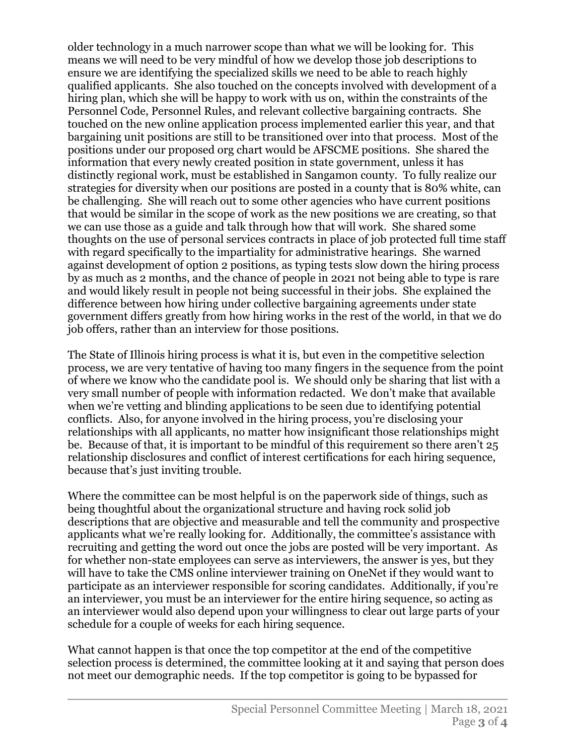older technology in a much narrower scope than what we will be looking for. This means we will need to be very mindful of how we develop those job descriptions to ensure we are identifying the specialized skills we need to be able to reach highly qualified applicants. She also touched on the concepts involved with development of a hiring plan, which she will be happy to work with us on, within the constraints of the Personnel Code, Personnel Rules, and relevant collective bargaining contracts. She touched on the new online application process implemented earlier this year, and that bargaining unit positions are still to be transitioned over into that process. Most of the positions under our proposed org chart would be AFSCME positions. She shared the information that every newly created position in state government, unless it has distinctly regional work, must be established in Sangamon county. To fully realize our strategies for diversity when our positions are posted in a county that is 80% white, can be challenging. She will reach out to some other agencies who have current positions that would be similar in the scope of work as the new positions we are creating, so that we can use those as a guide and talk through how that will work. She shared some thoughts on the use of personal services contracts in place of job protected full time staff with regard specifically to the impartiality for administrative hearings. She warned against development of option 2 positions, as typing tests slow down the hiring process by as much as 2 months, and the chance of people in 2021 not being able to type is rare and would likely result in people not being successful in their jobs. She explained the difference between how hiring under collective bargaining agreements under state government differs greatly from how hiring works in the rest of the world, in that we do job offers, rather than an interview for those positions.

The State of Illinois hiring process is what it is, but even in the competitive selection process, we are very tentative of having too many fingers in the sequence from the point of where we know who the candidate pool is. We should only be sharing that list with a very small number of people with information redacted. We don't make that available when we're vetting and blinding applications to be seen due to identifying potential conflicts. Also, for anyone involved in the hiring process, you're disclosing your relationships with all applicants, no matter how insignificant those relationships might be. Because of that, it is important to be mindful of this requirement so there aren't 25 relationship disclosures and conflict of interest certifications for each hiring sequence, because that's just inviting trouble.

Where the committee can be most helpful is on the paperwork side of things, such as being thoughtful about the organizational structure and having rock solid job descriptions that are objective and measurable and tell the community and prospective applicants what we're really looking for. Additionally, the committee's assistance with recruiting and getting the word out once the jobs are posted will be very important. As for whether non-state employees can serve as interviewers, the answer is yes, but they will have to take the CMS online interviewer training on OneNet if they would want to participate as an interviewer responsible for scoring candidates. Additionally, if you're an interviewer, you must be an interviewer for the entire hiring sequence, so acting as an interviewer would also depend upon your willingness to clear out large parts of your schedule for a couple of weeks for each hiring sequence.

What cannot happen is that once the top competitor at the end of the competitive selection process is determined, the committee looking at it and saying that person does not meet our demographic needs. If the top competitor is going to be bypassed for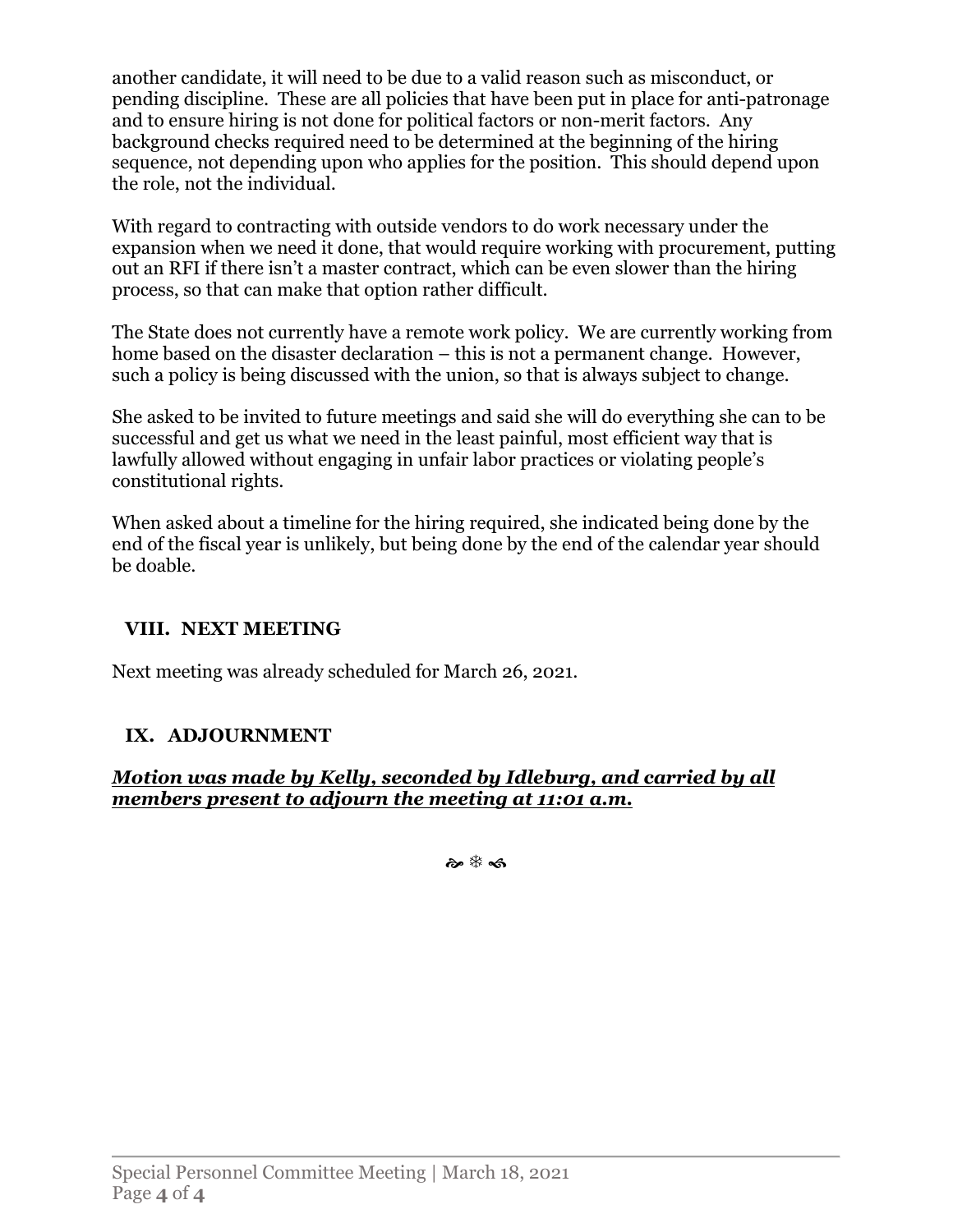another candidate, it will need to be due to a valid reason such as misconduct, or pending discipline. These are all policies that have been put in place for anti-patronage and to ensure hiring is not done for political factors or non-merit factors. Any background checks required need to be determined at the beginning of the hiring sequence, not depending upon who applies for the position. This should depend upon the role, not the individual.

With regard to contracting with outside vendors to do work necessary under the expansion when we need it done, that would require working with procurement, putting out an RFI if there isn't a master contract, which can be even slower than the hiring process, so that can make that option rather difficult.

The State does not currently have a remote work policy. We are currently working from home based on the disaster declaration – this is not a permanent change. However, such a policy is being discussed with the union, so that is always subject to change.

She asked to be invited to future meetings and said she will do everything she can to be successful and get us what we need in the least painful, most efficient way that is lawfully allowed without engaging in unfair labor practices or violating people's constitutional rights.

When asked about a timeline for the hiring required, she indicated being done by the end of the fiscal year is unlikely, but being done by the end of the calendar year should be doable.

## VIII. NEXT MEETING

Next meeting was already scheduled for March 26, 2021.

## IX. ADJOURNMENT

***Motion was made by Kelly, seconded by Idleburg, and carried by all members present to adjourn the meeting at 11:01 a.m.***

☙ ❄ ❧